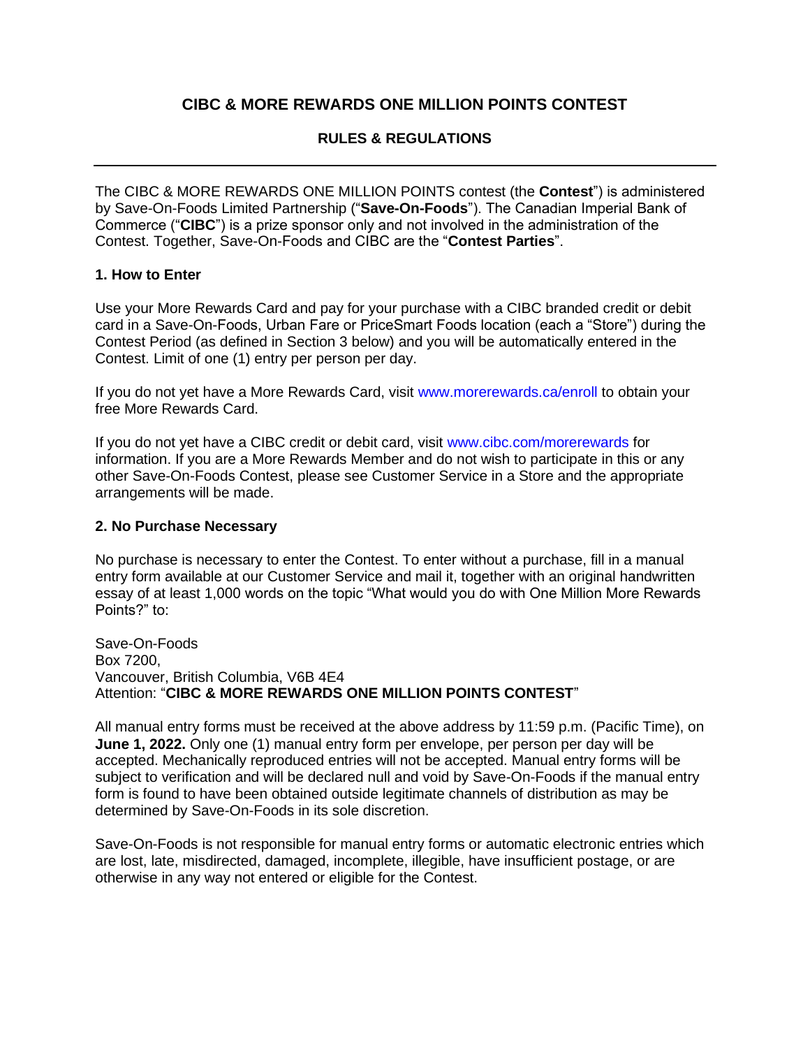# CIBC & MORE REWARDS ONE MILLION POINTS CONTEST

## RULES & REGULATIONS

---

The CIBC & MORE REWARDS ONE MILLION POINTS contest (the **Contest**") is administered by Save-On-Foods Limited Partnership ("**Save-On-Foods**"). The Canadian Imperial Bank of Commerce ("**CIBC**") is a prize sponsor only and not involved in the administration of the Contest. Together, Save-On-Foods and CIBC are the "**Contest Parties**".

### 1. How to Enter

Use your More Rewards Card and pay for your purchase with a CIBC branded credit or debit card in a Save-On-Foods, Urban Fare or PriceSmart Foods location (each a "Store") during the Contest Period (as defined in Section 3 below) and you will be automatically entered in the Contest. Limit of one (1) entry per person per day.

If you do not yet have a More Rewards Card, visit www.morerewards.ca/enroll to obtain your free More Rewards Card.

If you do not yet have a CIBC credit or debit card, visit www.cibc.com/morerewards for information. If you are a More Rewards Member and do not wish to participate in this or any other Save-On-Foods Contest, please see Customer Service in a Store and the appropriate arrangements will be made.

### 2. No Purchase Necessary

No purchase is necessary to enter the Contest. To enter without a purchase, fill in a manual entry form available at our Customer Service and mail it, together with an original handwritten essay of at least 1,000 words on the topic "What would you do with One Million More Rewards Points?" to:

Save-On-Foods
Box 7200,
Vancouver, British Columbia, V6B 4E4
Attention: "**CIBC & MORE REWARDS ONE MILLION POINTS CONTEST**"

All manual entry forms must be received at the above address by 11:59 p.m. (Pacific Time), on **June 1, 2022.** Only one (1) manual entry form per envelope, per person per day will be accepted. Mechanically reproduced entries will not be accepted. Manual entry forms will be subject to verification and will be declared null and void by Save-On-Foods if the manual entry form is found to have been obtained outside legitimate channels of distribution as may be determined by Save-On-Foods in its sole discretion.

Save-On-Foods is not responsible for manual entry forms or automatic electronic entries which are lost, late, misdirected, damaged, incomplete, illegible, have insufficient postage, or are otherwise in any way not entered or eligible for the Contest.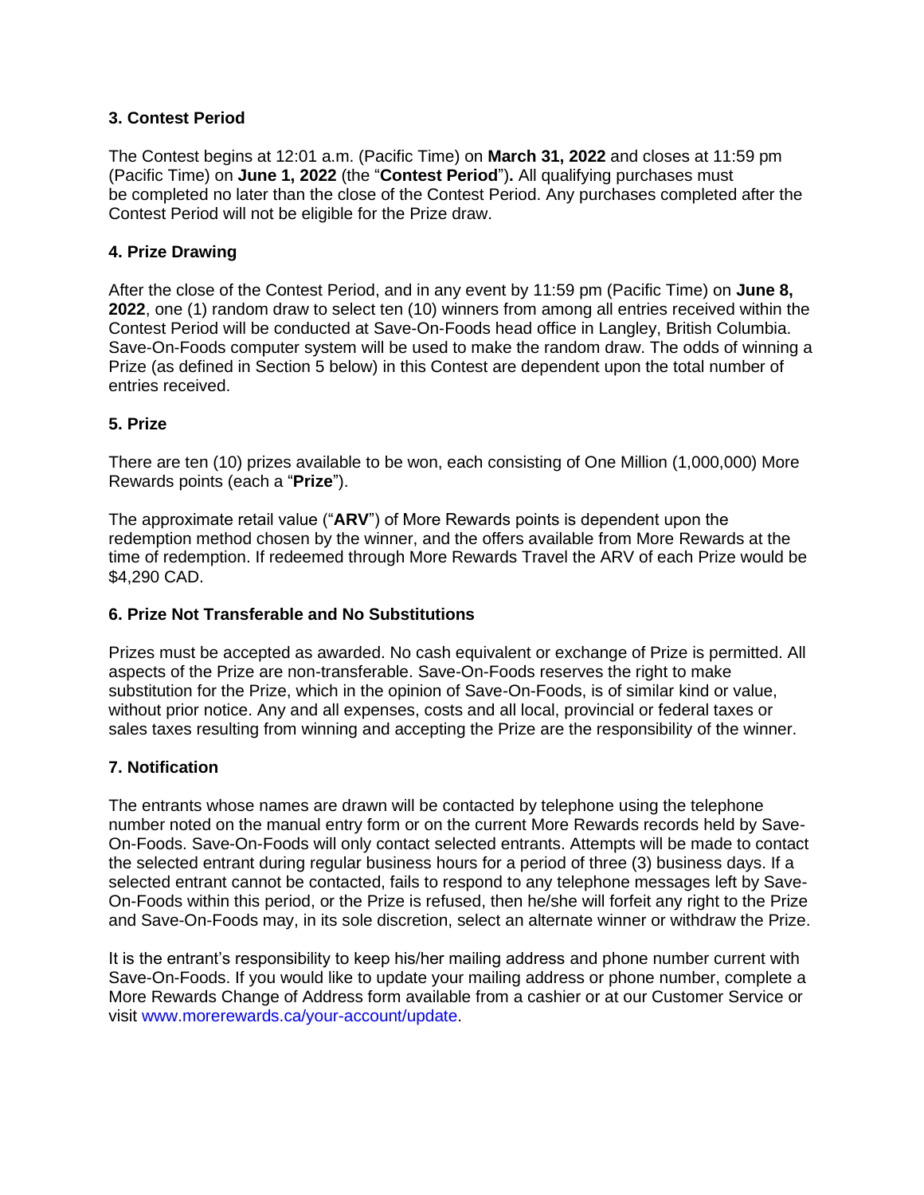### 3. Contest Period

The Contest begins at 12:01 a.m. (Pacific Time) on **March 31, 2022** and closes at 11:59 pm (Pacific Time) on **June 1, 2022** (the "**Contest Period**")**.** All qualifying purchases must be completed no later than the close of the Contest Period. Any purchases completed after the Contest Period will not be eligible for the Prize draw.

### 4. Prize Drawing

After the close of the Contest Period, and in any event by 11:59 pm (Pacific Time) on **June 8, 2022**, one (1) random draw to select ten (10) winners from among all entries received within the Contest Period will be conducted at Save-On-Foods head office in Langley, British Columbia. Save-On-Foods computer system will be used to make the random draw. The odds of winning a Prize (as defined in Section 5 below) in this Contest are dependent upon the total number of entries received.

### 5. Prize

There are ten (10) prizes available to be won, each consisting of One Million (1,000,000) More Rewards points (each a "**Prize**").

The approximate retail value ("**ARV**") of More Rewards points is dependent upon the redemption method chosen by the winner, and the offers available from More Rewards at the time of redemption. If redeemed through More Rewards Travel the ARV of each Prize would be $4,290 CAD.

### 6. Prize Not Transferable and No Substitutions

Prizes must be accepted as awarded. No cash equivalent or exchange of Prize is permitted. All aspects of the Prize are non-transferable. Save-On-Foods reserves the right to make substitution for the Prize, which in the opinion of Save-On-Foods, is of similar kind or value, without prior notice. Any and all expenses, costs and all local, provincial or federal taxes or sales taxes resulting from winning and accepting the Prize are the responsibility of the winner.

### 7. Notification

The entrants whose names are drawn will be contacted by telephone using the telephone number noted on the manual entry form or on the current More Rewards records held by Save-On-Foods. Save-On-Foods will only contact selected entrants. Attempts will be made to contact the selected entrant during regular business hours for a period of three (3) business days. If a selected entrant cannot be contacted, fails to respond to any telephone messages left by Save-On-Foods within this period, or the Prize is refused, then he/she will forfeit any right to the Prize and Save-On-Foods may, in its sole discretion, select an alternate winner or withdraw the Prize.

It is the entrant's responsibility to keep his/her mailing address and phone number current with Save-On-Foods. If you would like to update your mailing address or phone number, complete a More Rewards Change of Address form available from a cashier or at our Customer Service or visit www.morerewards.ca/your-account/update.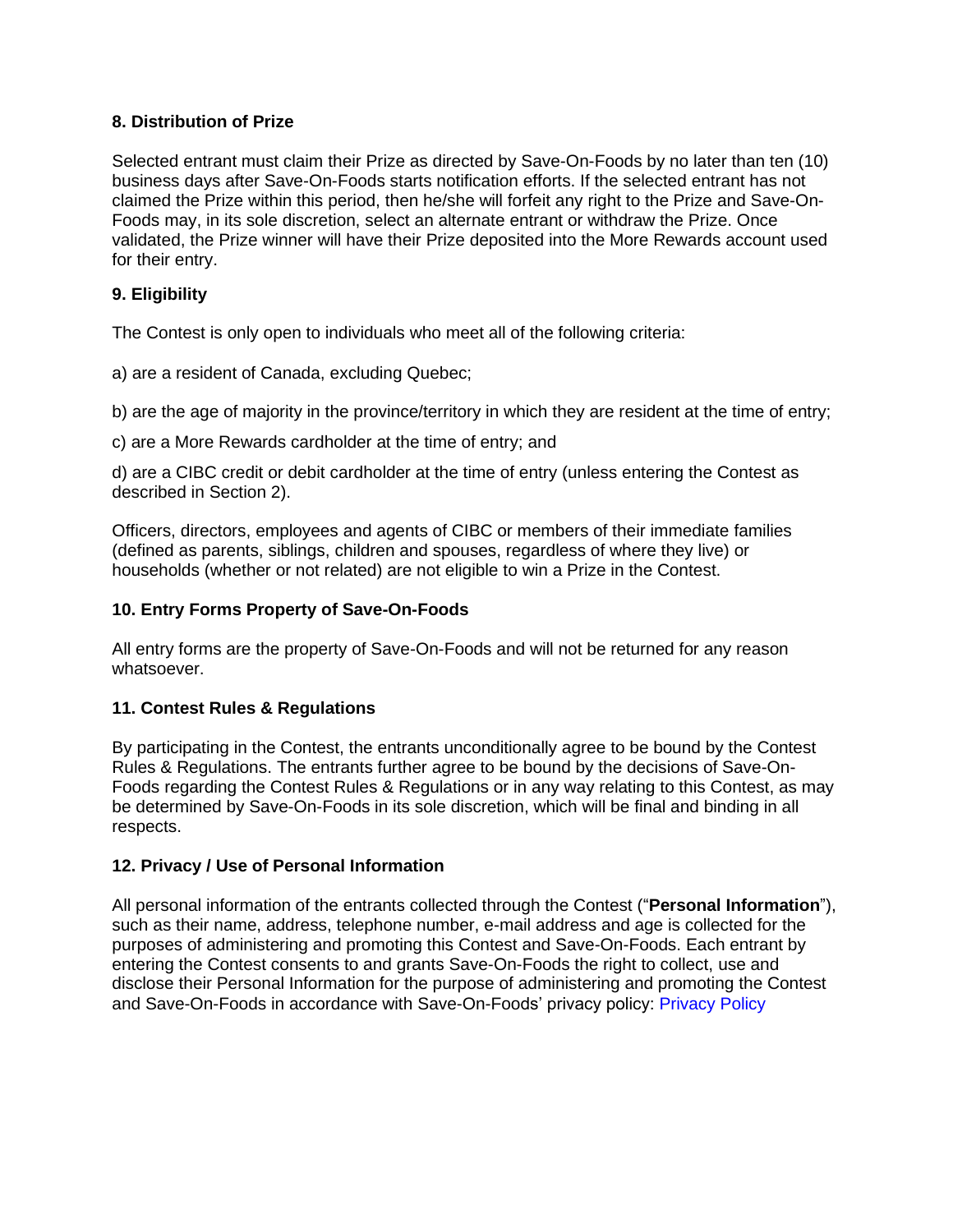**8. Distribution of Prize**

Selected entrant must claim their Prize as directed by Save-On-Foods by no later than ten (10) business days after Save-On-Foods starts notification efforts. If the selected entrant has not claimed the Prize within this period, then he/she will forfeit any right to the Prize and Save-On-Foods may, in its sole discretion, select an alternate entrant or withdraw the Prize. Once validated, the Prize winner will have their Prize deposited into the More Rewards account used for their entry.

**9. Eligibility**

The Contest is only open to individuals who meet all of the following criteria:

a) are a resident of Canada, excluding Quebec;

b) are the age of majority in the province/territory in which they are resident at the time of entry;

c) are a More Rewards cardholder at the time of entry; and

d) are a CIBC credit or debit cardholder at the time of entry (unless entering the Contest as described in Section 2).

Officers, directors, employees and agents of CIBC or members of their immediate families (defined as parents, siblings, children and spouses, regardless of where they live) or households (whether or not related) are not eligible to win a Prize in the Contest.

**10. Entry Forms Property of Save-On-Foods**

All entry forms are the property of Save-On-Foods and will not be returned for any reason whatsoever.

**11. Contest Rules & Regulations**

By participating in the Contest, the entrants unconditionally agree to be bound by the Contest Rules & Regulations. The entrants further agree to be bound by the decisions of Save-On-Foods regarding the Contest Rules & Regulations or in any way relating to this Contest, as may be determined by Save-On-Foods in its sole discretion, which will be final and binding in all respects.

**12. Privacy / Use of Personal Information**

All personal information of the entrants collected through the Contest ("**Personal Information**"), such as their name, address, telephone number, e-mail address and age is collected for the purposes of administering and promoting this Contest and Save-On-Foods. Each entrant by entering the Contest consents to and grants Save-On-Foods the right to collect, use and disclose their Personal Information for the purpose of administering and promoting the Contest and Save-On-Foods in accordance with Save-On-Foods' privacy policy: Privacy Policy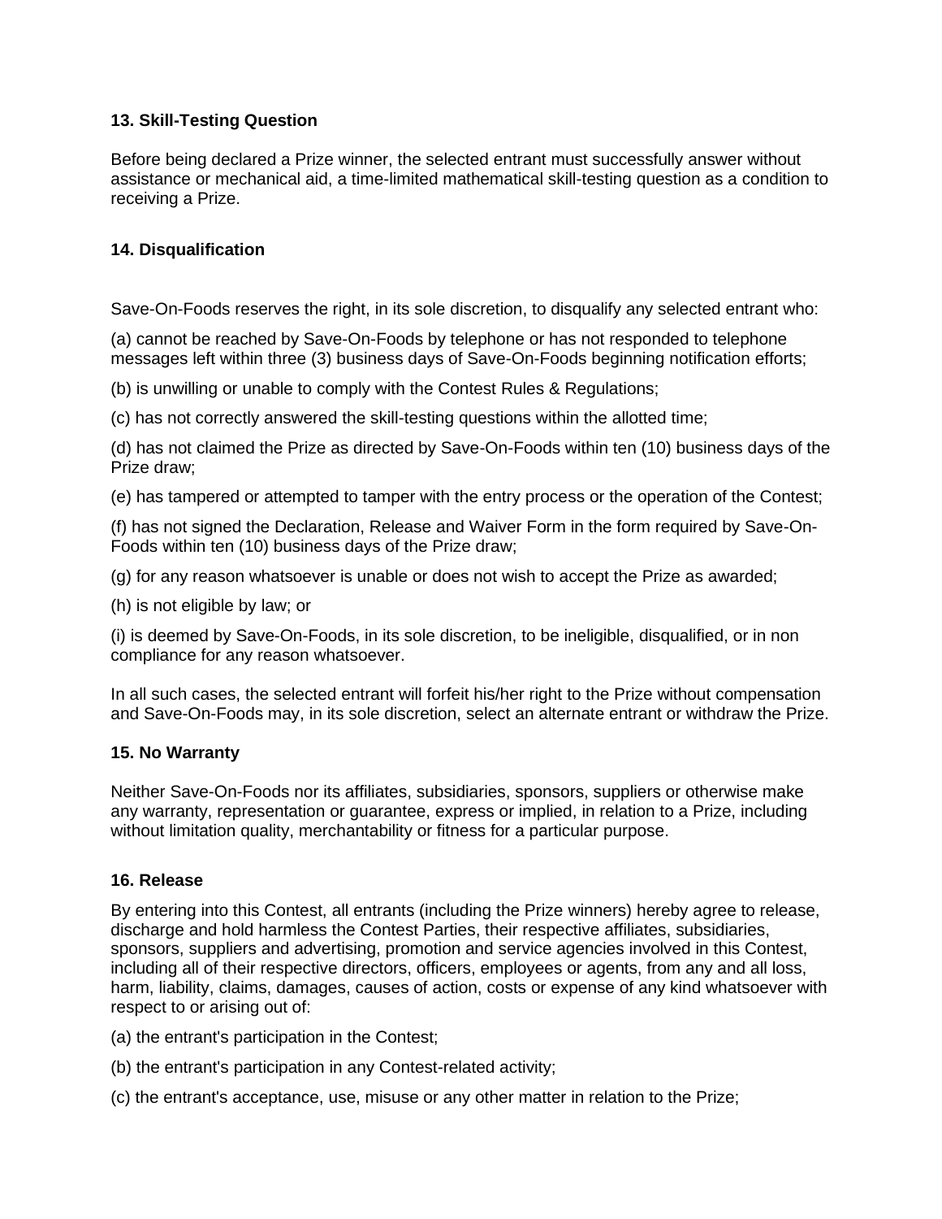### 13. Skill-Testing Question

Before being declared a Prize winner, the selected entrant must successfully answer without assistance or mechanical aid, a time-limited mathematical skill-testing question as a condition to receiving a Prize.

### 14. Disqualification

Save-On-Foods reserves the right, in its sole discretion, to disqualify any selected entrant who:

(a) cannot be reached by Save-On-Foods by telephone or has not responded to telephone messages left within three (3) business days of Save-On-Foods beginning notification efforts;

(b) is unwilling or unable to comply with the Contest Rules & Regulations;

(c) has not correctly answered the skill-testing questions within the allotted time;

(d) has not claimed the Prize as directed by Save-On-Foods within ten (10) business days of the Prize draw;

(e) has tampered or attempted to tamper with the entry process or the operation of the Contest;

(f) has not signed the Declaration, Release and Waiver Form in the form required by Save-On-Foods within ten (10) business days of the Prize draw;

(g) for any reason whatsoever is unable or does not wish to accept the Prize as awarded;

(h) is not eligible by law; or

(i) is deemed by Save-On-Foods, in its sole discretion, to be ineligible, disqualified, or in non compliance for any reason whatsoever.

In all such cases, the selected entrant will forfeit his/her right to the Prize without compensation and Save-On-Foods may, in its sole discretion, select an alternate entrant or withdraw the Prize.

### 15. No Warranty

Neither Save-On-Foods nor its affiliates, subsidiaries, sponsors, suppliers or otherwise make any warranty, representation or guarantee, express or implied, in relation to a Prize, including without limitation quality, merchantability or fitness for a particular purpose.

### 16. Release

By entering into this Contest, all entrants (including the Prize winners) hereby agree to release, discharge and hold harmless the Contest Parties, their respective affiliates, subsidiaries, sponsors, suppliers and advertising, promotion and service agencies involved in this Contest, including all of their respective directors, officers, employees or agents, from any and all loss, harm, liability, claims, damages, causes of action, costs or expense of any kind whatsoever with respect to or arising out of:

(a) the entrant's participation in the Contest;

(b) the entrant's participation in any Contest-related activity;

(c) the entrant's acceptance, use, misuse or any other matter in relation to the Prize;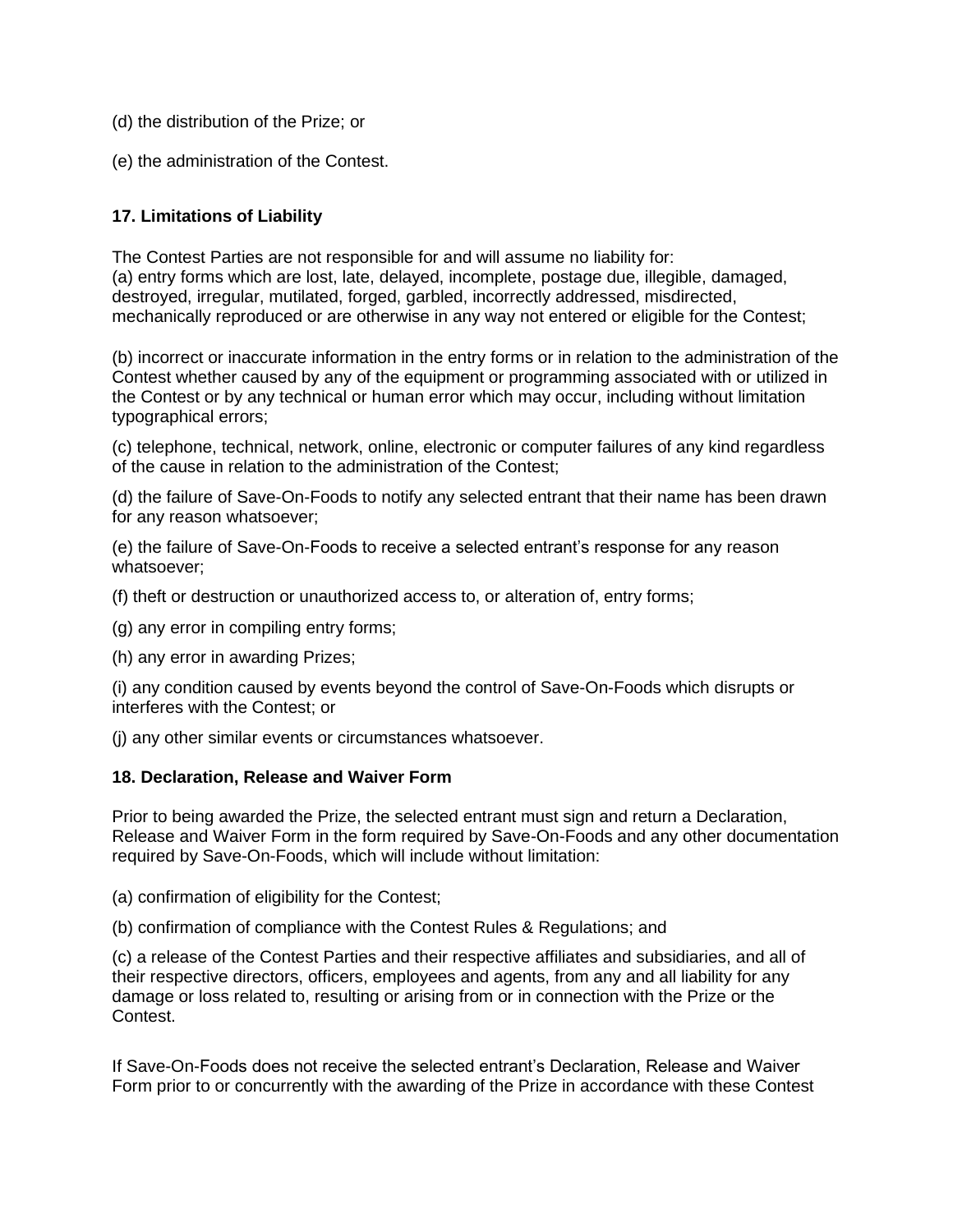(d) the distribution of the Prize; or

(e) the administration of the Contest.

### 17. Limitations of Liability

The Contest Parties are not responsible for and will assume no liability for:
(a) entry forms which are lost, late, delayed, incomplete, postage due, illegible, damaged, destroyed, irregular, mutilated, forged, garbled, incorrectly addressed, misdirected, mechanically reproduced or are otherwise in any way not entered or eligible for the Contest;

(b) incorrect or inaccurate information in the entry forms or in relation to the administration of the Contest whether caused by any of the equipment or programming associated with or utilized in the Contest or by any technical or human error which may occur, including without limitation typographical errors;

(c) telephone, technical, network, online, electronic or computer failures of any kind regardless of the cause in relation to the administration of the Contest;

(d) the failure of Save-On-Foods to notify any selected entrant that their name has been drawn for any reason whatsoever;

(e) the failure of Save-On-Foods to receive a selected entrant's response for any reason whatsoever;

(f) theft or destruction or unauthorized access to, or alteration of, entry forms;

(g) any error in compiling entry forms;

(h) any error in awarding Prizes;

(i) any condition caused by events beyond the control of Save-On-Foods which disrupts or interferes with the Contest; or

(j) any other similar events or circumstances whatsoever.

### 18. Declaration, Release and Waiver Form

Prior to being awarded the Prize, the selected entrant must sign and return a Declaration, Release and Waiver Form in the form required by Save-On-Foods and any other documentation required by Save-On-Foods, which will include without limitation:

(a) confirmation of eligibility for the Contest;

(b) confirmation of compliance with the Contest Rules & Regulations; and

(c) a release of the Contest Parties and their respective affiliates and subsidiaries, and all of their respective directors, officers, employees and agents, from any and all liability for any damage or loss related to, resulting or arising from or in connection with the Prize or the Contest.

If Save-On-Foods does not receive the selected entrant's Declaration, Release and Waiver Form prior to or concurrently with the awarding of the Prize in accordance with these Contest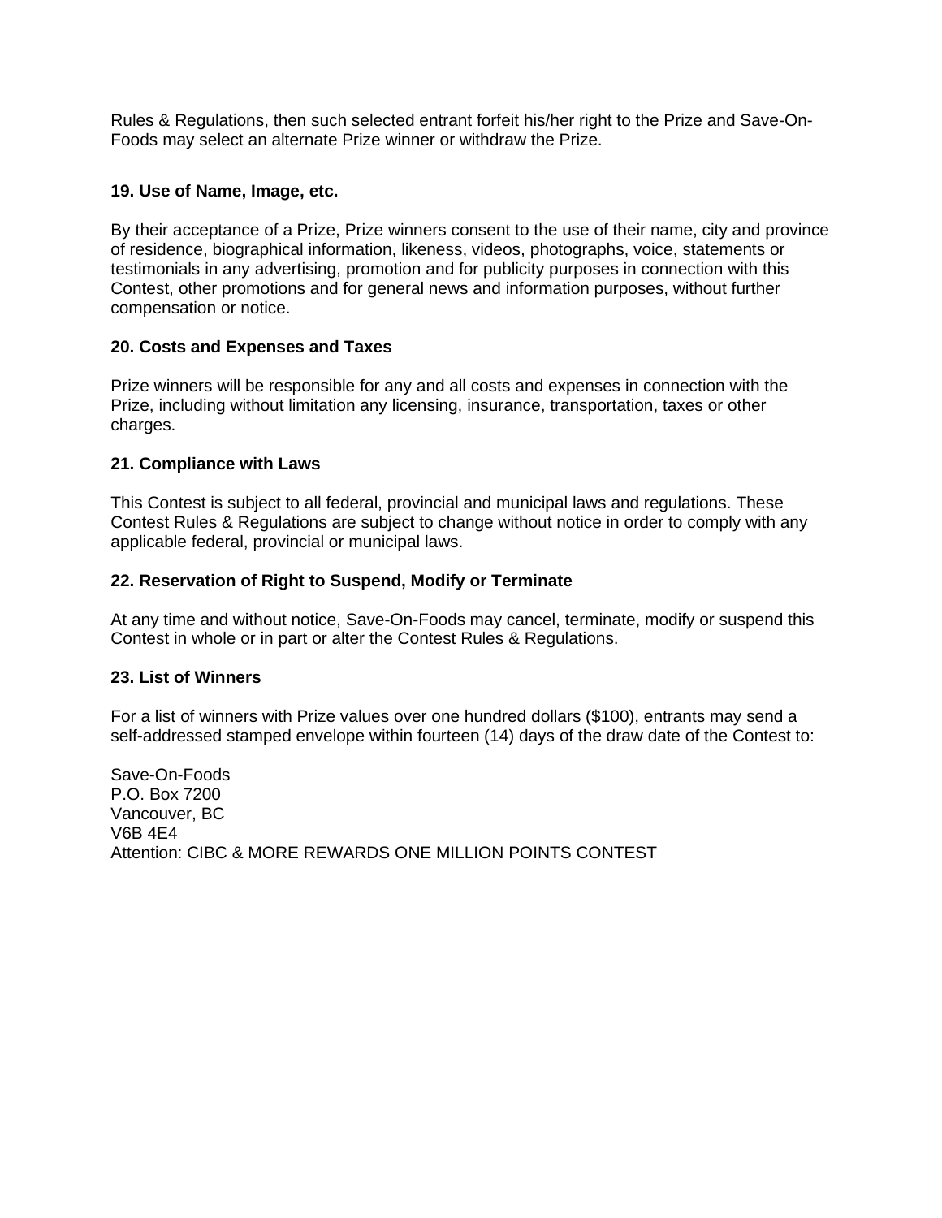Rules & Regulations, then such selected entrant forfeit his/her right to the Prize and Save-On-Foods may select an alternate Prize winner or withdraw the Prize.

**19. Use of Name, Image, etc.**

By their acceptance of a Prize, Prize winners consent to the use of their name, city and province of residence, biographical information, likeness, videos, photographs, voice, statements or testimonials in any advertising, promotion and for publicity purposes in connection with this Contest, other promotions and for general news and information purposes, without further compensation or notice.

**20. Costs and Expenses and Taxes**

Prize winners will be responsible for any and all costs and expenses in connection with the Prize, including without limitation any licensing, insurance, transportation, taxes or other charges.

**21. Compliance with Laws**

This Contest is subject to all federal, provincial and municipal laws and regulations. These Contest Rules & Regulations are subject to change without notice in order to comply with any applicable federal, provincial or municipal laws.

**22. Reservation of Right to Suspend, Modify or Terminate**

At any time and without notice, Save-On-Foods may cancel, terminate, modify or suspend this Contest in whole or in part or alter the Contest Rules & Regulations.

**23. List of Winners**

For a list of winners with Prize values over one hundred dollars ($100), entrants may send a self-addressed stamped envelope within fourteen (14) days of the draw date of the Contest to:

Save-On-Foods  
P.O. Box 7200  
Vancouver, BC  
V6B 4E4  
Attention: CIBC & MORE REWARDS ONE MILLION POINTS CONTEST